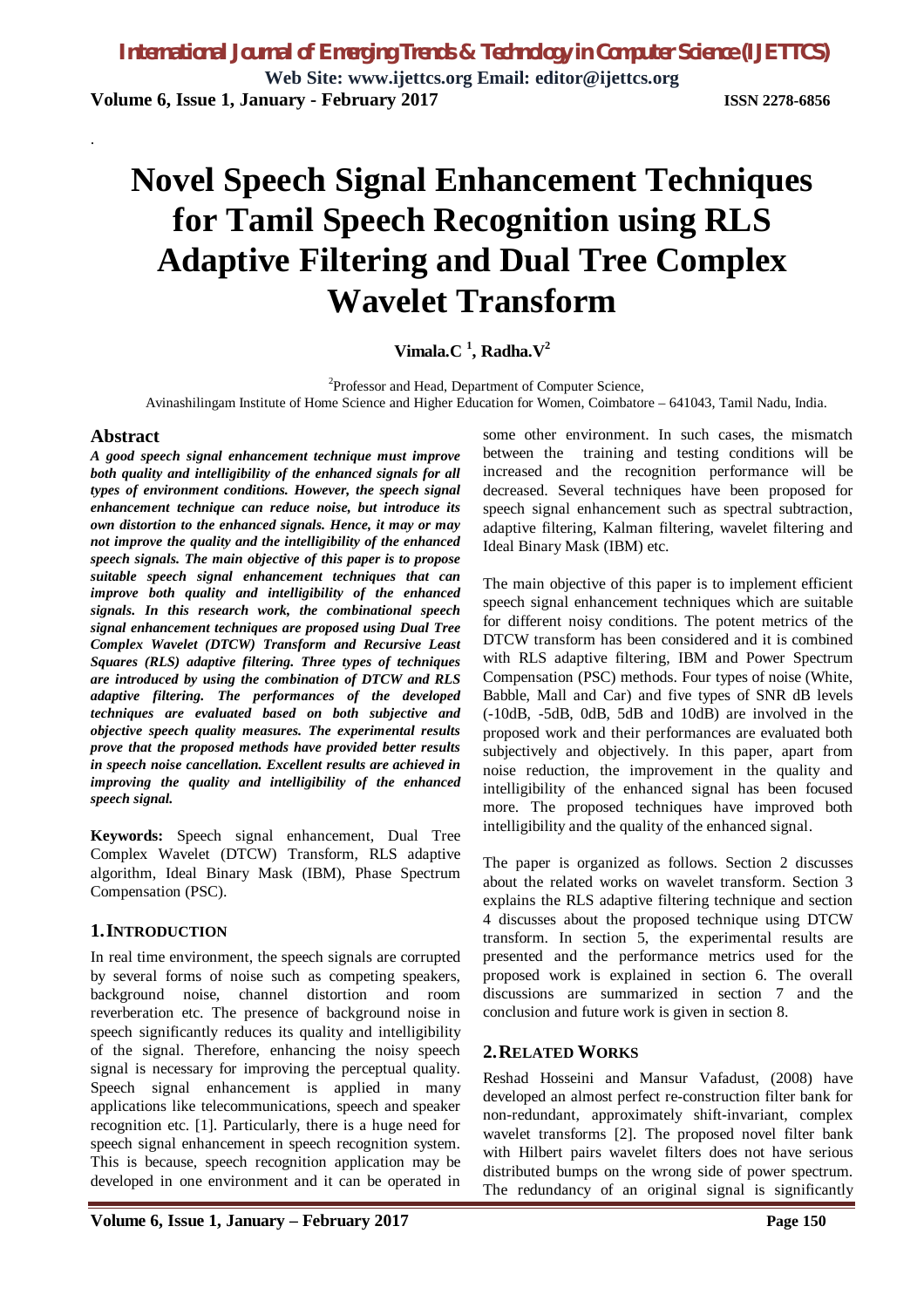# Novel Speech Signal Enhancement Techniques for Tamil Speech Recognition using RLS Adaptive Filtering and Dual Tree Complex Wavelet Transform

**Vimala.C [1], Radha.V[2]**

[2]Professor and Head, Department of Computer Science,
Avinashilingam Institute of Home Science and Higher Education for Women, Coimbatore – 641043, Tamil Nadu, India.

## Abstract

***A good speech signal enhancement technique must improve both quality and intelligibility of the enhanced signals for all types of environment conditions. However, the speech signal enhancement technique can reduce noise, but introduce its own distortion to the enhanced signals. Hence, it may or may not improve the quality and the intelligibility of the enhanced speech signals. The main objective of this paper is to propose suitable speech signal enhancement techniques that can improve both quality and intelligibility of the enhanced signals. In this research work, the combinational speech signal enhancement techniques are proposed using Dual Tree Complex Wavelet (DTCW) Transform and Recursive Least Squares (RLS) adaptive filtering. Three types of techniques are introduced by using the combination of DTCW and RLS adaptive filtering. The performances of the developed techniques are evaluated based on both subjective and objective speech quality measures. The experimental results prove that the proposed methods have provided better results in speech noise cancellation. Excellent results are achieved in improving the quality and intelligibility of the enhanced speech signal.***

**Keywords:** Speech signal enhancement, Dual Tree Complex Wavelet (DTCW) Transform, RLS adaptive algorithm, Ideal Binary Mask (IBM), Phase Spectrum Compensation (PSC).

## 1. INTRODUCTION

In real time environment, the speech signals are corrupted by several forms of noise such as competing speakers, background noise, channel distortion and room reverberation etc. The presence of background noise in speech significantly reduces its quality and intelligibility of the signal. Therefore, enhancing the noisy speech signal is necessary for improving the perceptual quality. Speech signal enhancement is applied in many applications like telecommunications, speech and speaker recognition etc. [1]. Particularly, there is a huge need for speech signal enhancement in speech recognition system. This is because, speech recognition application may be developed in one environment and it can be operated in some other environment. In such cases, the mismatch between the training and testing conditions will be increased and the recognition performance will be decreased. Several techniques have been proposed for speech signal enhancement such as spectral subtraction, adaptive filtering, Kalman filtering, wavelet filtering and Ideal Binary Mask (IBM) etc.

The main objective of this paper is to implement efficient speech signal enhancement techniques which are suitable for different noisy conditions. The potent metrics of the DTCW transform has been considered and it is combined with RLS adaptive filtering, IBM and Power Spectrum Compensation (PSC) methods. Four types of noise (White, Babble, Mall and Car) and five types of SNR dB levels (-10dB, -5dB, 0dB, 5dB and 10dB) are involved in the proposed work and their performances are evaluated both subjectively and objectively. In this paper, apart from noise reduction, the improvement in the quality and intelligibility of the enhanced signal has been focused more. The proposed techniques have improved both intelligibility and the quality of the enhanced signal.

The paper is organized as follows. Section 2 discusses about the related works on wavelet transform. Section 3 explains the RLS adaptive filtering technique and section 4 discusses about the proposed technique using DTCW transform. In section 5, the experimental results are presented and the performance metrics used for the proposed work is explained in section 6. The overall discussions are summarized in section 7 and the conclusion and future work is given in section 8.

## 2. RELATED WORKS

Reshad Hosseini and Mansur Vafadust, (2008) have developed an almost perfect re-construction filter bank for non-redundant, approximately shift-invariant, complex wavelet transforms [2]. The proposed novel filter bank with Hilbert pairs wavelet filters does not have serious distributed bumps on the wrong side of power spectrum. The redundancy of an original signal is significantly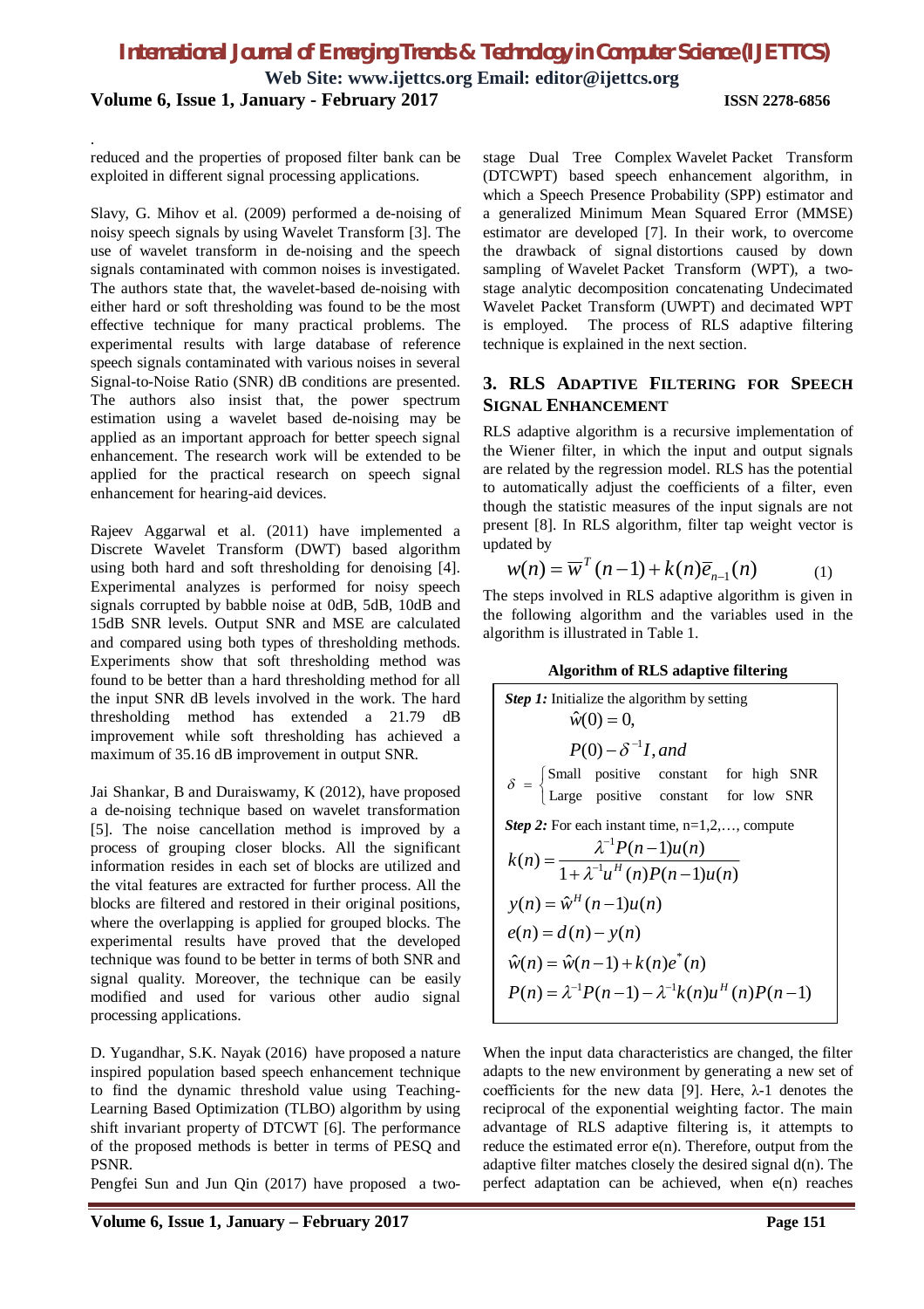reduced and the properties of proposed filter bank can be exploited in different signal processing applications.

Slavy, G. Mihov et al. (2009) performed a de-noising of noisy speech signals by using Wavelet Transform [3]. The use of wavelet transform in de-noising and the speech signals contaminated with common noises is investigated. The authors state that, the wavelet-based de-noising with either hard or soft thresholding was found to be the most effective technique for many practical problems. The experimental results with large database of reference speech signals contaminated with various noises in several Signal-to-Noise Ratio (SNR) dB conditions are presented. The authors also insist that, the power spectrum estimation using a wavelet based de-noising may be applied as an important approach for better speech signal enhancement. The research work will be extended to be applied for the practical research on speech signal enhancement for hearing-aid devices.

Rajeev Aggarwal et al. (2011) have implemented a Discrete Wavelet Transform (DWT) based algorithm using both hard and soft thresholding for denoising [4]. Experimental analyzes is performed for noisy speech signals corrupted by babble noise at 0dB, 5dB, 10dB and 15dB SNR levels. Output SNR and MSE are calculated and compared using both types of thresholding methods. Experiments show that soft thresholding method was found to be better than a hard thresholding method for all the input SNR dB levels involved in the work. The hard thresholding method has extended a 21.79 dB improvement while soft thresholding has achieved a maximum of 35.16 dB improvement in output SNR.

Jai Shankar, B and Duraiswamy, K (2012), have proposed a de-noising technique based on wavelet transformation [5]. The noise cancellation method is improved by a process of grouping closer blocks. All the significant information resides in each set of blocks are utilized and the vital features are extracted for further process. All the blocks are filtered and restored in their original positions, where the overlapping is applied for grouped blocks. The experimental results have proved that the developed technique was found to be better in terms of both SNR and signal quality. Moreover, the technique can be easily modified and used for various other audio signal processing applications.

D. Yugandhar, S.K. Nayak (2016) have proposed a nature inspired population based speech enhancement technique to find the dynamic threshold value using Teaching-Learning Based Optimization (TLBO) algorithm by using shift invariant property of DTCWT [6]. The performance of the proposed methods is better in terms of PESQ and PSNR.

Pengfei Sun and Jun Qin (2017) have proposed a two-stage Dual Tree Complex Wavelet Packet Transform (DTCWPT) based speech enhancement algorithm, in which a Speech Presence Probability (SPP) estimator and a generalized Minimum Mean Squared Error (MMSE) estimator are developed [7]. In their work, to overcome the drawback of signal distortions caused by down sampling of Wavelet Packet Transform (WPT), a two-stage analytic decomposition concatenating Undecimated Wavelet Packet Transform (UWPT) and decimated WPT is employed. The process of RLS adaptive filtering technique is explained in the next section.

## 3. RLS Adaptive Filtering for Speech Signal Enhancement

RLS adaptive algorithm is a recursive implementation of the Wiener filter, in which the input and output signals are related by the regression model. RLS has the potential to automatically adjust the coefficients of a filter, even though the statistic measures of the input signals are not present [8]. In RLS algorithm, filter tap weight vector is updated by

$$w(n) = \overline{w}^T(n-1) + k(n)\overline{e}_{n-1}(n) \qquad (1)$$

The steps involved in RLS adaptive algorithm is given in the following algorithm and the variables used in the algorithm is illustrated in Table 1.

**Algorithm of RLS adaptive filtering**

***Step 1:*** Initialize the algorithm by setting

$$\hat{w}(0) = 0,$$

$$P(0) - \delta^{-1}I, and$$

$$\delta = \begin{cases} \text{Small positive constant for high SNR} \\ \text{Large positive constant for low SNR} \end{cases}$$

***Step 2:*** For each instant time, n=1,2,…, compute

$$k(n) = \frac{\lambda^{-1}P(n-1)u(n)}{1+\lambda^{-1}u^H(n)P(n-1)u(n)}$$

$$y(n) = \hat{w}^H(n-1)u(n)$$

$$e(n) = d(n) - y(n)$$

$$\hat{w}(n) = \hat{w}(n-1) + k(n)e^*(n)$$

$$P(n) = \lambda^{-1}P(n-1) - \lambda^{-1}k(n)u^H(n)P(n-1)$$

When the input data characteristics are changed, the filter adapts to the new environment by generating a new set of coefficients for the new data [9]. Here, λ-1 denotes the reciprocal of the exponential weighting factor. The main advantage of RLS adaptive filtering is, it attempts to reduce the estimated error e(n). Therefore, output from the adaptive filter matches closely the desired signal d(n). The perfect adaptation can be achieved, when e(n) reaches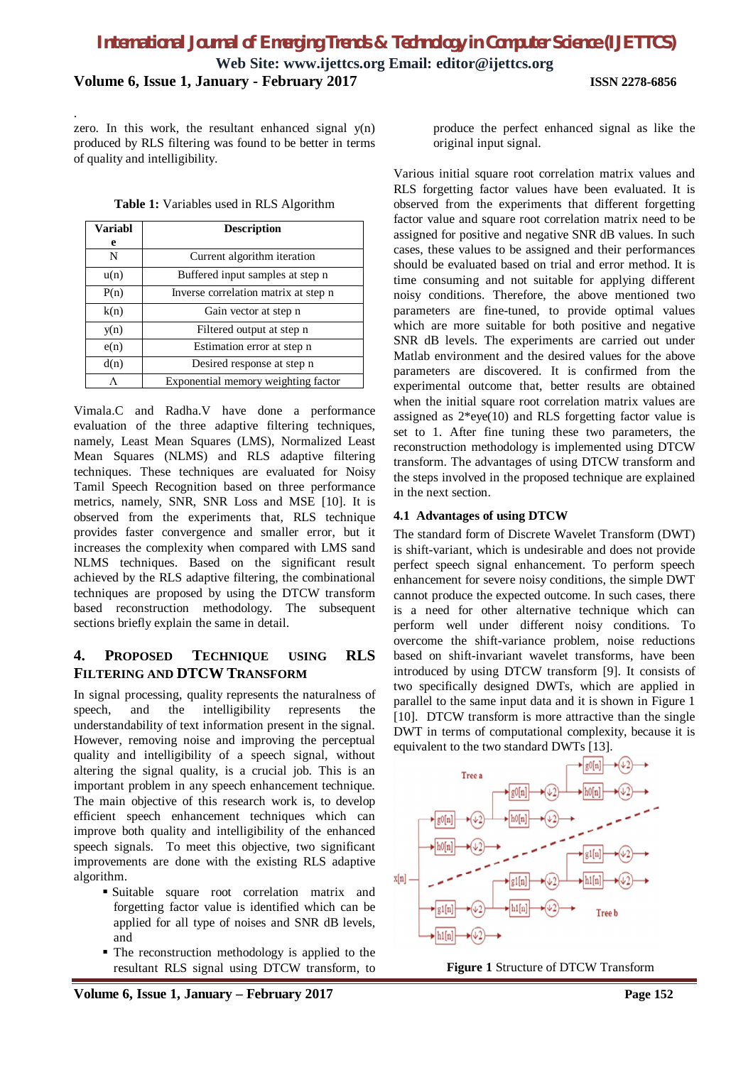zero. In this work, the resultant enhanced signal y(n) produced by RLS filtering was found to be better in terms of quality and intelligibility.

**Table 1:** Variables used in RLS Algorithm

| Variable | Description |
|---|---|
| N | Current algorithm iteration |
| u(n) | Buffered input samples at step n |
| P(n) | Inverse correlation matrix at step n |
| k(n) | Gain vector at step n |
| y(n) | Filtered output at step n |
| e(n) | Estimation error at step n |
| d(n) | Desired response at step n |
| Λ | Exponential memory weighting factor |

Vimala.C and Radha.V have done a performance evaluation of the three adaptive filtering techniques, namely, Least Mean Squares (LMS), Normalized Least Mean Squares (NLMS) and RLS adaptive filtering techniques. These techniques are evaluated for Noisy Tamil Speech Recognition based on three performance metrics, namely, SNR, SNR Loss and MSE [10]. It is observed from the experiments that, RLS technique provides faster convergence and smaller error, but it increases the complexity when compared with LMS sand NLMS techniques. Based on the significant result achieved by the RLS adaptive filtering, the combinational techniques are proposed by using the DTCW transform based reconstruction methodology. The subsequent sections briefly explain the same in detail.

## 4. Proposed Technique using RLS Filtering and DTCW Transform

In signal processing, quality represents the naturalness of speech, and the intelligibility represents the understandability of text information present in the signal. However, removing noise and improving the perceptual quality and intelligibility of a speech signal, without altering the signal quality, is a crucial job. This is an important problem in any speech enhancement technique. The main objective of this research work is, to develop efficient speech enhancement techniques which can improve both quality and intelligibility of the enhanced speech signals. To meet this objective, two significant improvements are done with the existing RLS adaptive algorithm.

- Suitable square root correlation matrix and forgetting factor value is identified which can be applied for all type of noises and SNR dB levels, and
- The reconstruction methodology is applied to the resultant RLS signal using DTCW transform, to produce the perfect enhanced signal as like the original input signal.

Various initial square root correlation matrix values and RLS forgetting factor values have been evaluated. It is observed from the experiments that different forgetting factor value and square root correlation matrix need to be assigned for positive and negative SNR dB values. In such cases, these values to be assigned and their performances should be evaluated based on trial and error method. It is time consuming and not suitable for applying different noisy conditions. Therefore, the above mentioned two parameters are fine-tuned, to provide optimal values which are more suitable for both positive and negative SNR dB levels. The experiments are carried out under Matlab environment and the desired values for the above parameters are discovered. It is confirmed from the experimental outcome that, better results are obtained when the initial square root correlation matrix values are assigned as 2*eye(10) and RLS forgetting factor value is set to 1. After fine tuning these two parameters, the reconstruction methodology is implemented using DTCW transform. The advantages of using DTCW transform and the steps involved in the proposed technique are explained in the next section.

### 4.1 Advantages of using DTCW

The standard form of Discrete Wavelet Transform (DWT) is shift-variant, which is undesirable and does not provide perfect speech signal enhancement. To perform speech enhancement for severe noisy conditions, the simple DWT cannot produce the expected outcome. In such cases, there is a need for other alternative technique which can perform well under different noisy conditions. To overcome the shift-variance problem, noise reductions based on shift-invariant wavelet transforms, have been introduced by using DTCW transform [9]. It consists of two specifically designed DWTs, which are applied in parallel to the same input data and it is shown in Figure 1 [10]. DTCW transform is more attractive than the single DWT in terms of computational complexity, because it is equivalent to the two standard DWTs [13].

**Figure 1** Structure of DTCW Transform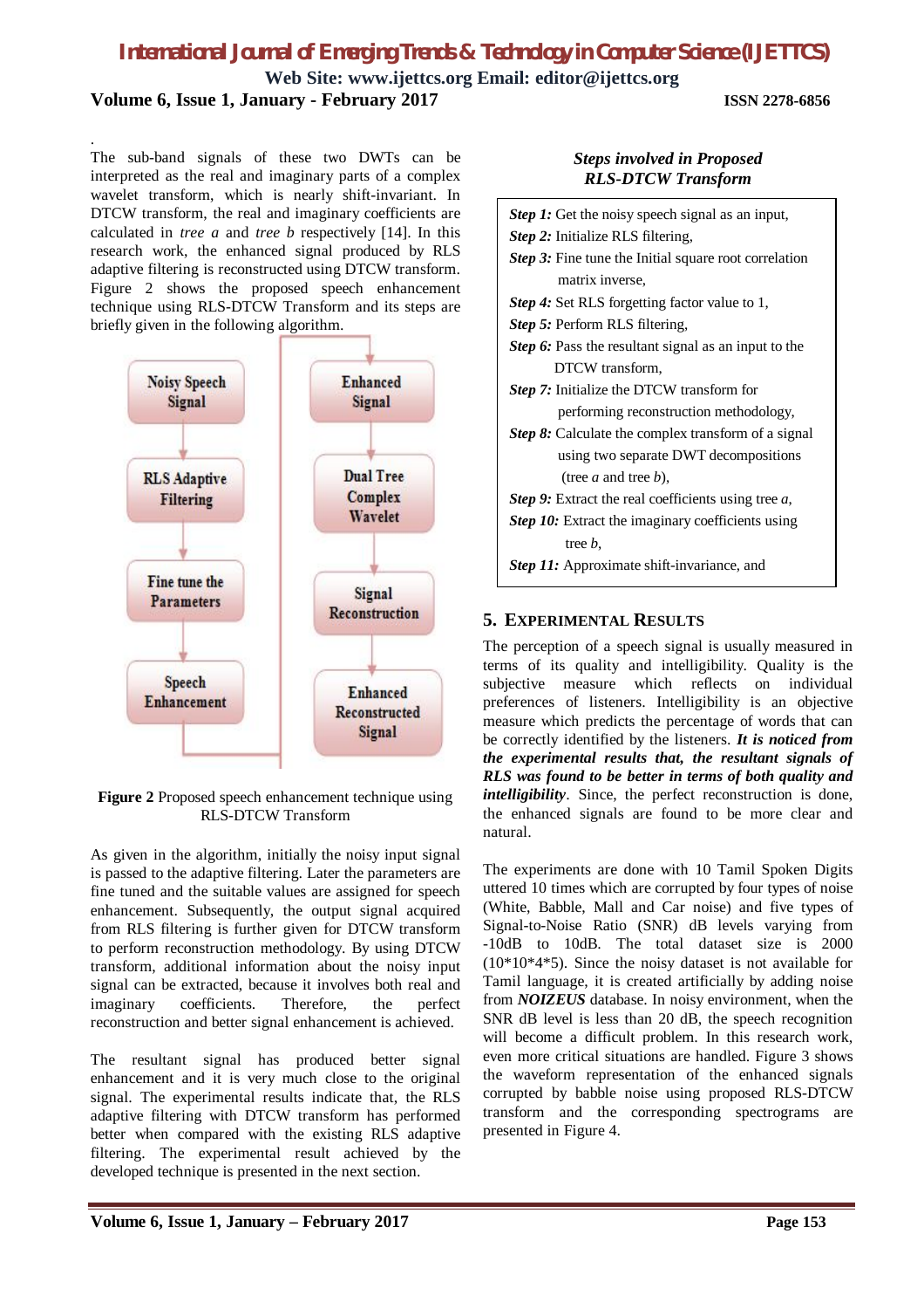The sub-band signals of these two DWTs can be interpreted as the real and imaginary parts of a complex wavelet transform, which is nearly shift-invariant. In DTCW transform, the real and imaginary coefficients are calculated in *tree a* and *tree b* respectively [14]. In this research work, the enhanced signal produced by RLS adaptive filtering is reconstructed using DTCW transform. Figure 2 shows the proposed speech enhancement technique using RLS-DTCW Transform and its steps are briefly given in the following algorithm.

Noisy Speech Signal → RLS Adaptive Filtering → Fine tune the Parameters → Speech Enhancement → Enhanced Signal → Dual Tree Complex Wavelet → Signal Reconstruction → Enhanced Reconstructed Signal

**Figure 2** Proposed speech enhancement technique using RLS-DTCW Transform

As given in the algorithm, initially the noisy input signal is passed to the adaptive filtering. Later the parameters are fine tuned and the suitable values are assigned for speech enhancement. Subsequently, the output signal acquired from RLS filtering is further given for DTCW transform to perform reconstruction methodology. By using DTCW transform, additional information about the noisy input signal can be extracted, because it involves both real and imaginary coefficients. Therefore, the perfect reconstruction and better signal enhancement is achieved.

The resultant signal has produced better signal enhancement and it is very much close to the original signal. The experimental results indicate that, the RLS adaptive filtering with DTCW transform has performed better when compared with the existing RLS adaptive filtering. The experimental result achieved by the developed technique is presented in the next section.

***Steps involved in Proposed RLS-DTCW Transform***

***Step 1:*** Get the noisy speech signal as an input,
***Step 2:*** Initialize RLS filtering,
***Step 3:*** Fine tune the Initial square root correlation matrix inverse,
***Step 4:*** Set RLS forgetting factor value to 1,
***Step 5:*** Perform RLS filtering,
***Step 6:*** Pass the resultant signal as an input to the DTCW transform,
***Step 7:*** Initialize the DTCW transform for performing reconstruction methodology,
***Step 8:*** Calculate the complex transform of a signal using two separate DWT decompositions (tree *a* and tree *b*),
***Step 9:*** Extract the real coefficients using tree *a*,
***Step 10:*** Extract the imaginary coefficients using tree *b*,
***Step 11:*** Approximate shift-invariance, and

## 5. Experimental Results

The perception of a speech signal is usually measured in terms of its quality and intelligibility. Quality is the subjective measure which reflects on individual preferences of listeners. Intelligibility is an objective measure which predicts the percentage of words that can be correctly identified by the listeners. ***It is noticed from the experimental results that, the resultant signals of RLS was found to be better in terms of both quality and intelligibility***. Since, the perfect reconstruction is done, the enhanced signals are found to be more clear and natural.

The experiments are done with 10 Tamil Spoken Digits uttered 10 times which are corrupted by four types of noise (White, Babble, Mall and Car noise) and five types of Signal-to-Noise Ratio (SNR) dB levels varying from -10dB to 10dB. The total dataset size is 2000 (10\*10\*4\*5). Since the noisy dataset is not available for Tamil language, it is created artificially by adding noise from ***NOIZEUS*** database. In noisy environment, when the SNR dB level is less than 20 dB, the speech recognition will become a difficult problem. In this research work, even more critical situations are handled. Figure 3 shows the waveform representation of the enhanced signals corrupted by babble noise using proposed RLS-DTCW transform and the corresponding spectrograms are presented in Figure 4.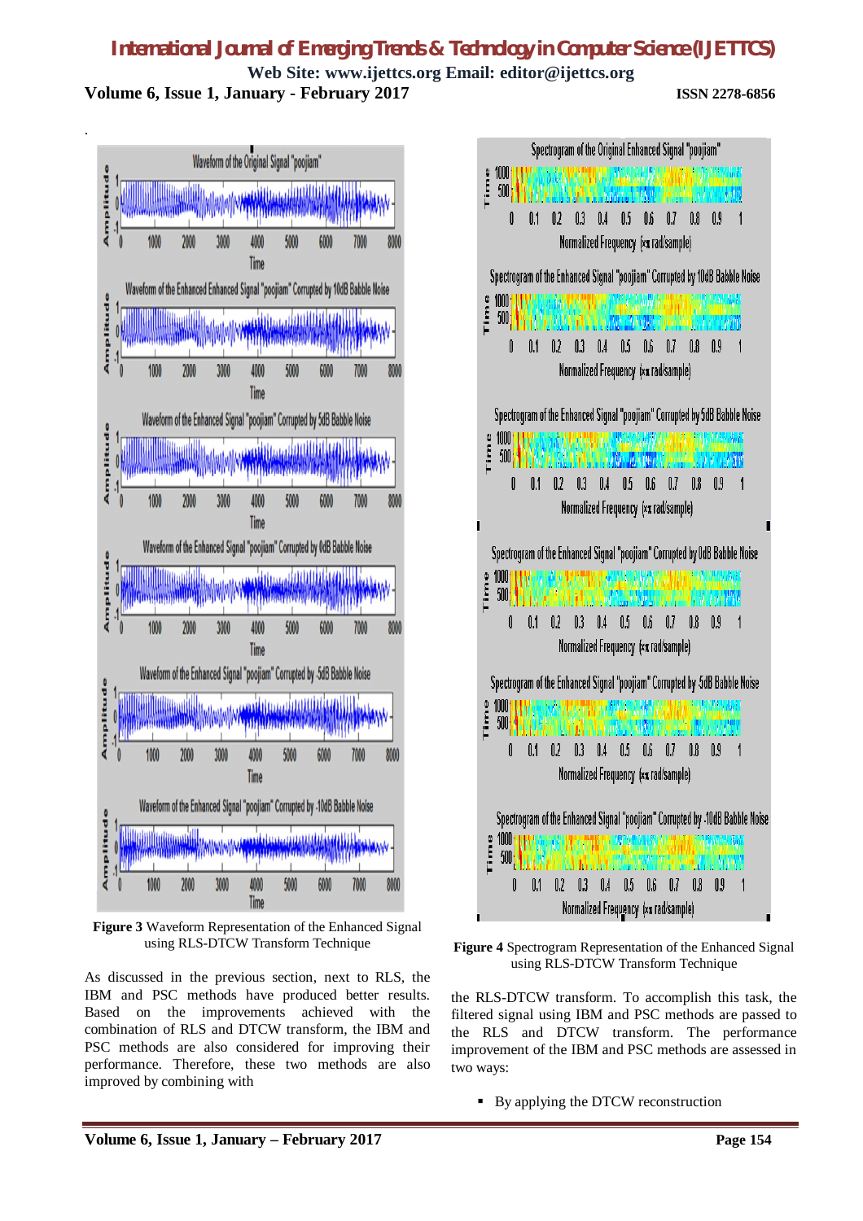**Figure 3** Waveform Representation of the Enhanced Signal using RLS-DTCW Transform Technique

**Figure 4** Spectrogram Representation of the Enhanced Signal using RLS-DTCW Transform Technique

As discussed in the previous section, next to RLS, the IBM and PSC methods have produced better results. Based on the improvements achieved with the combination of RLS and DTCW transform, the IBM and PSC methods are also considered for improving their performance. Therefore, these two methods are also improved by combining with the RLS-DTCW transform. To accomplish this task, the filtered signal using IBM and PSC methods are passed to the RLS and DTCW transform. The performance improvement of the IBM and PSC methods are assessed in two ways:

- By applying the DTCW reconstruction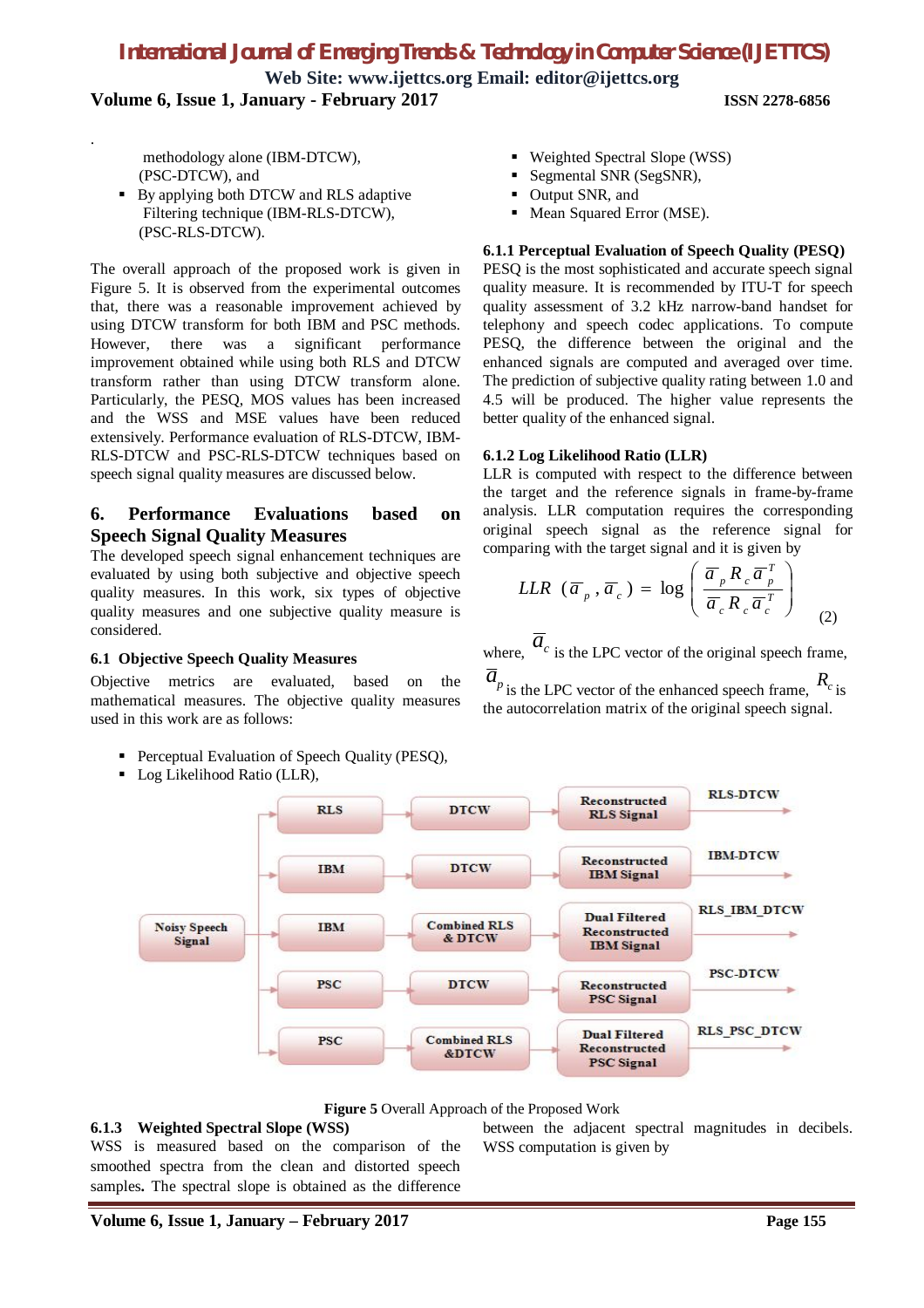methodology alone (IBM-DTCW), (PSC-DTCW), and

- By applying both DTCW and RLS adaptive Filtering technique (IBM-RLS-DTCW), (PSC-RLS-DTCW).

The overall approach of the proposed work is given in Figure 5. It is observed from the experimental outcomes that, there was a reasonable improvement achieved by using DTCW transform for both IBM and PSC methods. However, there was a significant performance improvement obtained while using both RLS and DTCW transform rather than using DTCW transform alone. Particularly, the PESQ, MOS values has been increased and the WSS and MSE values have been reduced extensively. Performance evaluation of RLS-DTCW, IBM-RLS-DTCW and PSC-RLS-DTCW techniques based on speech signal quality measures are discussed below.

## 6. Performance Evaluations based on Speech Signal Quality Measures

The developed speech signal enhancement techniques are evaluated by using both subjective and objective speech quality measures. In this work, six types of objective quality measures and one subjective quality measure is considered.

### 6.1 Objective Speech Quality Measures

Objective metrics are evaluated, based on the mathematical measures. The objective quality measures used in this work are as follows:

- Perceptual Evaluation of Speech Quality (PESQ),
- Log Likelihood Ratio (LLR),
- Weighted Spectral Slope (WSS)
- Segmental SNR (SegSNR),
- Output SNR, and
- Mean Squared Error (MSE).

#### 6.1.1 Perceptual Evaluation of Speech Quality (PESQ)

PESQ is the most sophisticated and accurate speech signal quality measure. It is recommended by ITU-T for speech quality assessment of 3.2 kHz narrow-band handset for telephony and speech codec applications. To compute PESQ, the difference between the original and the enhanced signals are computed and averaged over time. The prediction of subjective quality rating between 1.0 and 4.5 will be produced. The higher value represents the better quality of the enhanced signal.

#### 6.1.2 Log Likelihood Ratio (LLR)

LLR is computed with respect to the difference between the target and the reference signals in frame-by-frame analysis. LLR computation requires the corresponding original speech signal as the reference signal for comparing with the target signal and it is given by

$$LLR\ (\overline{a}_p, \overline{a}_c) = \log\left(\frac{\overline{a}_p R_c \overline{a}_p^T}{\overline{a}_c R_c \overline{a}_c^T}\right) \quad (2)$$

where, $\overline{a}_c$ is the LPC vector of the original speech frame, $\overline{a}_p$ is the LPC vector of the enhanced speech frame, $R_c$ is the autocorrelation matrix of the original speech signal.

**Figure 5** Overall Approach of the Proposed Work

#### 6.1.3 Weighted Spectral Slope (WSS)

WSS is measured based on the comparison of the smoothed spectra from the clean and distorted speech samples. The spectral slope is obtained as the difference between the adjacent spectral magnitudes in decibels. WSS computation is given by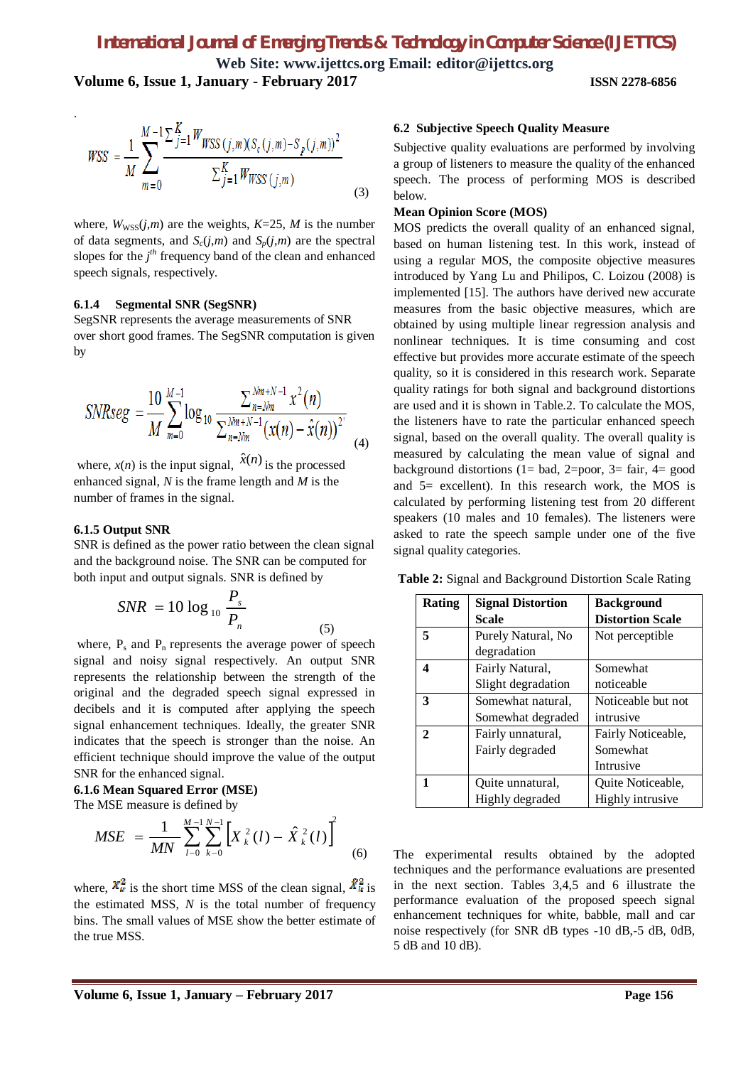$$WSS = \frac{1}{M}\sum_{m=0}^{M-1} \frac{\sum_{j=1}^{K} W_{WSS}(j,m)(S_c(j,m) - S_p(j,m))^2}{\sum_{j=1}^{K} W_{WSS}(j,m)} \quad (3)$$

where, $W_{WSS}(j,m)$ are the weights, $K$=25, $M$ is the number of data segments, and $S_c(j,m)$ and $S_p(j,m)$ are the spectral slopes for the $j^{th}$ frequency band of the clean and enhanced speech signals, respectively.

### 6.1.4 Segmental SNR (SegSNR)

SegSNR represents the average measurements of SNR over short good frames. The SegSNR computation is given by

$$SNRseg = \frac{10}{M}\sum_{m=0}^{M-1} \log_{10} \frac{\sum_{n=Nm}^{Nm+N-1} x^2(n)}{\sum_{n=Nm}^{Nm+N-1} (x(n) - \hat{x}(n))^2} \quad (4)$$

where, $x(n)$ is the input signal, $\hat{x}(n)$ is the processed enhanced signal, $N$ is the frame length and $M$ is the number of frames in the signal.

### 6.1.5 Output SNR

SNR is defined as the power ratio between the clean signal and the background noise. The SNR can be computed for both input and output signals. SNR is defined by

$$SNR = 10 \log_{10} \frac{P_s}{P_n} \quad (5)$$

where, $P_s$ and $P_n$ represents the average power of speech signal and noisy signal respectively. An output SNR represents the relationship between the strength of the original and the degraded speech signal expressed in decibels and it is computed after applying the speech signal enhancement techniques. Ideally, the greater SNR indicates that the speech is stronger than the noise. An efficient technique should improve the value of the output SNR for the enhanced signal.

### 6.1.6 Mean Squared Error (MSE)

The MSE measure is defined by

$$MSE = \frac{1}{MN}\sum_{l=0}^{M-1}\sum_{k=0}^{N-1}\left[X_k^2(l) - \hat{X}_k^2(l)\right]^2 \quad (6)$$

where, $X_k^2$ is the short time MSS of the clean signal, $\hat{X}_k^2$ is the estimated MSS, $N$ is the total number of frequency bins. The small values of MSE show the better estimate of the true MSS.

### 6.2 Subjective Speech Quality Measure

Subjective quality evaluations are performed by involving a group of listeners to measure the quality of the enhanced speech. The process of performing MOS is described below.

**Mean Opinion Score (MOS)**

MOS predicts the overall quality of an enhanced signal, based on human listening test. In this work, instead of using a regular MOS, the composite objective measures introduced by Yang Lu and Philipos, C. Loizou (2008) is implemented [15]. The authors have derived new accurate measures from the basic objective measures, which are obtained by using multiple linear regression analysis and nonlinear techniques. It is time consuming and cost effective but provides more accurate estimate of the speech quality, so it is considered in this research work. Separate quality ratings for both signal and background distortions are used and it is shown in Table.2. To calculate the MOS, the listeners have to rate the particular enhanced speech signal, based on the overall quality. The overall quality is measured by calculating the mean value of signal and background distortions (1= bad, 2=poor, 3= fair, 4= good and 5= excellent). In this research work, the MOS is calculated by performing listening test from 20 different speakers (10 males and 10 females). The listeners were asked to rate the speech sample under one of the five signal quality categories.

**Table 2:** Signal and Background Distortion Scale Rating

| Rating | Signal Distortion Scale | Background Distortion Scale |
|---|---|---|
| **5** | Purely Natural, No degradation | Not perceptible |
| **4** | Fairly Natural, Slight degradation | Somewhat noticeable |
| **3** | Somewhat natural, Somewhat degraded | Noticeable but not intrusive |
| **2** | Fairly unnatural, Fairly degraded | Fairly Noticeable, Somewhat Intrusive |
| **1** | Quite unnatural, Highly degraded | Quite Noticeable, Highly intrusive |

The experimental results obtained by the adopted techniques and the performance evaluations are presented in the next section. Tables 3,4,5 and 6 illustrate the performance evaluation of the proposed speech signal enhancement techniques for white, babble, mall and car noise respectively (for SNR dB types -10 dB,-5 dB, 0dB, 5 dB and 10 dB).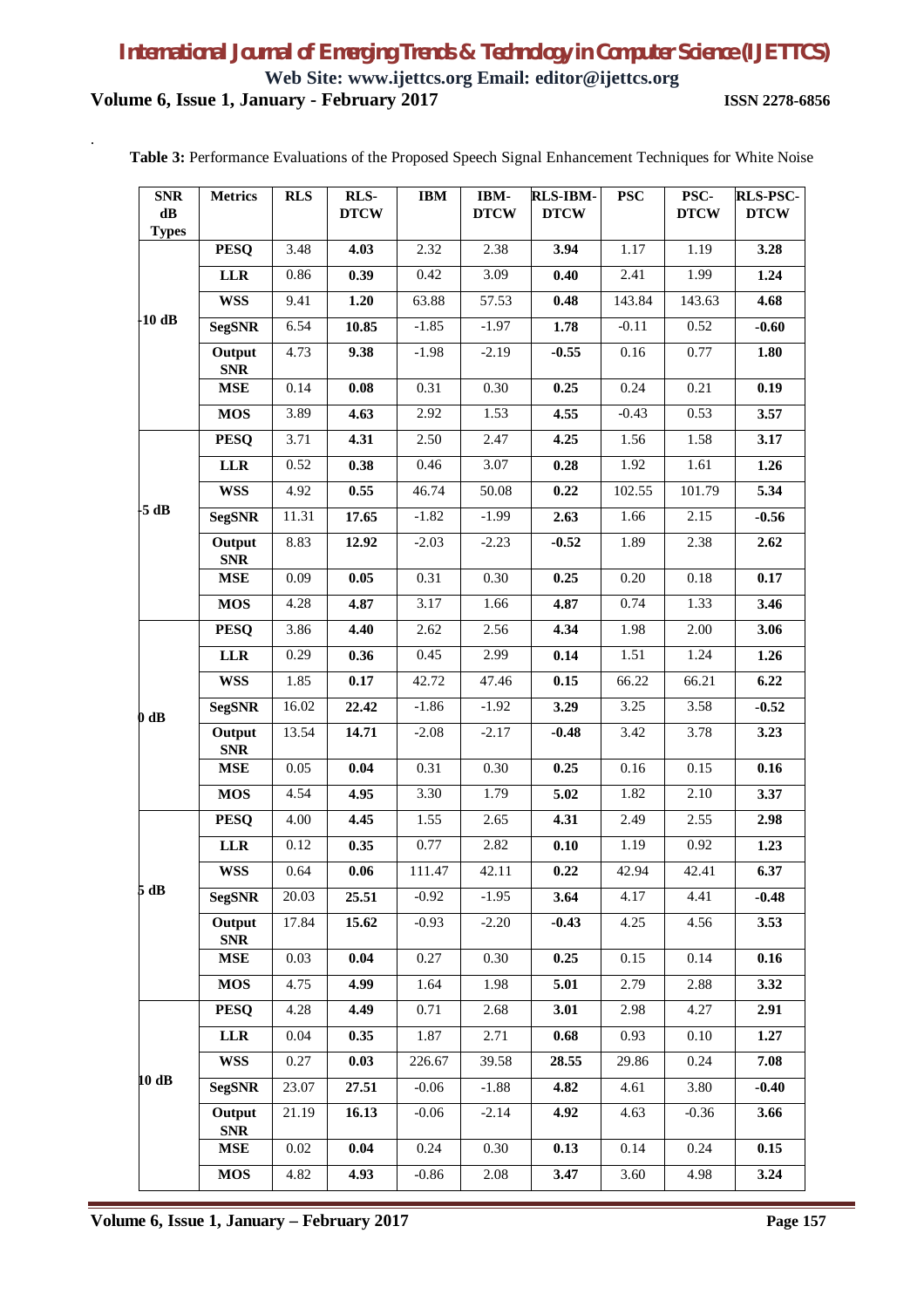**Table 3:** Performance Evaluations of the Proposed Speech Signal Enhancement Techniques for White Noise

| SNR dB Types | Metrics | RLS | RLS-DTCW | IBM | IBM-DTCW | RLS-IBM-DTCW | PSC | PSC-DTCW | RLS-PSC-DTCW |
|---|---|---|---|---|---|---|---|---|---|
| -10 dB | **PESQ** | 3.48 | **4.03** | 2.32 | 2.38 | **3.94** | 1.17 | 1.19 | **3.28** |
| | **LLR** | 0.86 | **0.39** | 0.42 | 3.09 | **0.40** | 2.41 | 1.99 | **1.24** |
| | **WSS** | 9.41 | **1.20** | 63.88 | 57.53 | **0.48** | 143.84 | 143.63 | **4.68** |
| | **SegSNR** | 6.54 | **10.85** | -1.85 | -1.97 | **1.78** | -0.11 | 0.52 | **-0.60** |
| | **Output SNR** | 4.73 | **9.38** | -1.98 | -2.19 | **-0.55** | 0.16 | 0.77 | **1.80** |
| | **MSE** | 0.14 | **0.08** | 0.31 | 0.30 | **0.25** | 0.24 | 0.21 | **0.19** |
| | **MOS** | 3.89 | **4.63** | 2.92 | 1.53 | **4.55** | -0.43 | 0.53 | **3.57** |
| -5 dB | **PESQ** | 3.71 | **4.31** | 2.50 | 2.47 | **4.25** | 1.56 | 1.58 | **3.17** |
| | **LLR** | 0.52 | **0.38** | 0.46 | 3.07 | **0.28** | 1.92 | 1.61 | **1.26** |
| | **WSS** | 4.92 | **0.55** | 46.74 | 50.08 | **0.22** | 102.55 | 101.79 | **5.34** |
| | **SegSNR** | 11.31 | **17.65** | -1.82 | -1.99 | **2.63** | 1.66 | 2.15 | **-0.56** |
| | **Output SNR** | 8.83 | **12.92** | -2.03 | -2.23 | **-0.52** | 1.89 | 2.38 | **2.62** |
| | **MSE** | 0.09 | **0.05** | 0.31 | 0.30 | **0.25** | 0.20 | 0.18 | **0.17** |
| | **MOS** | 4.28 | **4.87** | 3.17 | 1.66 | **4.87** | 0.74 | 1.33 | **3.46** |
| 0 dB | **PESQ** | 3.86 | **4.40** | 2.62 | 2.56 | **4.34** | 1.98 | 2.00 | **3.06** |
| | **LLR** | 0.29 | **0.36** | 0.45 | 2.99 | **0.14** | 1.51 | 1.24 | **1.26** |
| | **WSS** | 1.85 | **0.17** | 42.72 | 47.46 | **0.15** | 66.22 | 66.21 | **6.22** |
| | **SegSNR** | 16.02 | **22.42** | -1.86 | -1.92 | **3.29** | 3.25 | 3.58 | **-0.52** |
| | **Output SNR** | 13.54 | **14.71** | -2.08 | -2.17 | **-0.48** | 3.42 | 3.78 | **3.23** |
| | **MSE** | 0.05 | **0.04** | 0.31 | 0.30 | **0.25** | 0.16 | 0.15 | **0.16** |
| | **MOS** | 4.54 | **4.95** | 3.30 | 1.79 | **5.02** | 1.82 | 2.10 | **3.37** |
| 5 dB | **PESQ** | 4.00 | **4.45** | 1.55 | 2.65 | **4.31** | 2.49 | 2.55 | **2.98** |
| | **LLR** | 0.12 | **0.35** | 0.77 | 2.82 | **0.10** | 1.19 | 0.92 | **1.23** |
| | **WSS** | 0.64 | **0.06** | 111.47 | 42.11 | **0.22** | 42.94 | 42.41 | **6.37** |
| | **SegSNR** | 20.03 | **25.51** | -0.92 | -1.95 | **3.64** | 4.17 | 4.41 | **-0.48** |
| | **Output SNR** | 17.84 | **15.62** | -0.93 | -2.20 | **-0.43** | 4.25 | 4.56 | **3.53** |
| | **MSE** | 0.03 | **0.04** | 0.27 | 0.30 | **0.25** | 0.15 | 0.14 | **0.16** |
| | **MOS** | 4.75 | **4.99** | 1.64 | 1.98 | **5.01** | 2.79 | 2.88 | **3.32** |
| 10 dB | **PESQ** | 4.28 | **4.49** | 0.71 | 2.68 | **3.01** | 2.98 | 4.27 | **2.91** |
| | **LLR** | 0.04 | **0.35** | 1.87 | 2.71 | **0.68** | 0.93 | 0.10 | **1.27** |
| | **WSS** | 0.27 | **0.03** | 226.67 | 39.58 | **28.55** | 29.86 | 0.24 | **7.08** |
| | **SegSNR** | 23.07 | **27.51** | -0.06 | -1.88 | **4.82** | 4.61 | 3.80 | **-0.40** |
| | **Output SNR** | 21.19 | **16.13** | -0.06 | -2.14 | **4.92** | 4.63 | -0.36 | **3.66** |
| | **MSE** | 0.02 | **0.04** | 0.24 | 0.30 | **0.13** | 0.14 | 0.24 | **0.15** |
| | **MOS** | 4.82 | **4.93** | -0.86 | 2.08 | **3.47** | 3.60 | 4.98 | **3.24** |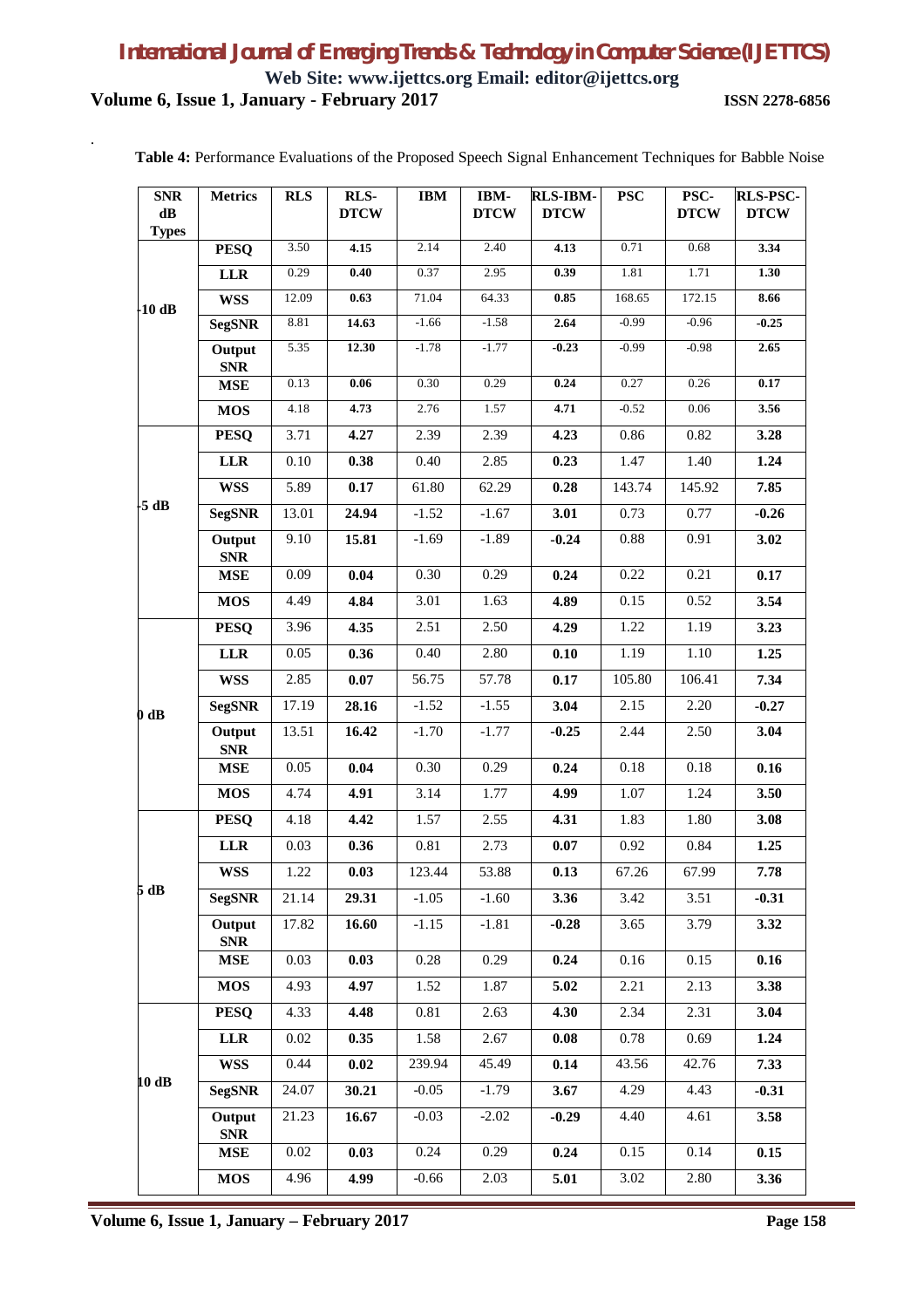**Table 4:** Performance Evaluations of the Proposed Speech Signal Enhancement Techniques for Babble Noise

| SNR dB Types | Metrics | RLS | RLS-DTCW | IBM | IBM-DTCW | RLS-IBM-DTCW | PSC | PSC-DTCW | RLS-PSC-DTCW |
|---|---|---|---|---|---|---|---|---|---|
| -10 dB | **PESQ** | 3.50 | **4.15** | 2.14 | 2.40 | **4.13** | 0.71 | 0.68 | **3.34** |
| | **LLR** | 0.29 | **0.40** | 0.37 | 2.95 | **0.39** | 1.81 | 1.71 | **1.30** |
| | **WSS** | 12.09 | **0.63** | 71.04 | 64.33 | **0.85** | 168.65 | 172.15 | **8.66** |
| | **SegSNR** | 8.81 | **14.63** | -1.66 | -1.58 | **2.64** | -0.99 | -0.96 | **-0.25** |
| | **Output SNR** | 5.35 | **12.30** | -1.78 | -1.77 | **-0.23** | -0.99 | -0.98 | **2.65** |
| | **MSE** | 0.13 | **0.06** | 0.30 | 0.29 | **0.24** | 0.27 | 0.26 | **0.17** |
| | **MOS** | 4.18 | **4.73** | 2.76 | 1.57 | **4.71** | -0.52 | 0.06 | **3.56** |
| -5 dB | **PESQ** | 3.71 | **4.27** | 2.39 | 2.39 | **4.23** | 0.86 | 0.82 | **3.28** |
| | **LLR** | 0.10 | **0.38** | 0.40 | 2.85 | **0.23** | 1.47 | 1.40 | **1.24** |
| | **WSS** | 5.89 | **0.17** | 61.80 | 62.29 | **0.28** | 143.74 | 145.92 | **7.85** |
| | **SegSNR** | 13.01 | **24.94** | -1.52 | -1.67 | **3.01** | 0.73 | 0.77 | **-0.26** |
| | **Output SNR** | 9.10 | **15.81** | -1.69 | -1.89 | **-0.24** | 0.88 | 0.91 | **3.02** |
| | **MSE** | 0.09 | **0.04** | 0.30 | 0.29 | **0.24** | 0.22 | 0.21 | **0.17** |
| | **MOS** | 4.49 | **4.84** | 3.01 | 1.63 | **4.89** | 0.15 | 0.52 | **3.54** |
| 0 dB | **PESQ** | 3.96 | **4.35** | 2.51 | 2.50 | **4.29** | 1.22 | 1.19 | **3.23** |
| | **LLR** | 0.05 | **0.36** | 0.40 | 2.80 | **0.10** | 1.19 | 1.10 | **1.25** |
| | **WSS** | 2.85 | **0.07** | 56.75 | 57.78 | **0.17** | 105.80 | 106.41 | **7.34** |
| | **SegSNR** | 17.19 | **28.16** | -1.52 | -1.55 | **3.04** | 2.15 | 2.20 | **-0.27** |
| | **Output SNR** | 13.51 | **16.42** | -1.70 | -1.77 | **-0.25** | 2.44 | 2.50 | **3.04** |
| | **MSE** | 0.05 | **0.04** | 0.30 | 0.29 | **0.24** | 0.18 | 0.18 | **0.16** |
| | **MOS** | 4.74 | **4.91** | 3.14 | 1.77 | **4.99** | 1.07 | 1.24 | **3.50** |
| 5 dB | **PESQ** | 4.18 | **4.42** | 1.57 | 2.55 | **4.31** | 1.83 | 1.80 | **3.08** |
| | **LLR** | 0.03 | **0.36** | 0.81 | 2.73 | **0.07** | 0.92 | 0.84 | **1.25** |
| | **WSS** | 1.22 | **0.03** | 123.44 | 53.88 | **0.13** | 67.26 | 67.99 | **7.78** |
| | **SegSNR** | 21.14 | **29.31** | -1.05 | -1.60 | **3.36** | 3.42 | 3.51 | **-0.31** |
| | **Output SNR** | 17.82 | **16.60** | -1.15 | -1.81 | **-0.28** | 3.65 | 3.79 | **3.32** |
| | **MSE** | 0.03 | **0.03** | 0.28 | 0.29 | **0.24** | 0.16 | 0.15 | **0.16** |
| | **MOS** | 4.93 | **4.97** | 1.52 | 1.87 | **5.02** | 2.21 | 2.13 | **3.38** |
| 10 dB | **PESQ** | 4.33 | **4.48** | 0.81 | 2.63 | **4.30** | 2.34 | 2.31 | **3.04** |
| | **LLR** | 0.02 | **0.35** | 1.58 | 2.67 | **0.08** | 0.78 | 0.69 | **1.24** |
| | **WSS** | 0.44 | **0.02** | 239.94 | 45.49 | **0.14** | 43.56 | 42.76 | **7.33** |
| | **SegSNR** | 24.07 | **30.21** | -0.05 | -1.79 | **3.67** | 4.29 | 4.43 | **-0.31** |
| | **Output SNR** | 21.23 | **16.67** | -0.03 | -2.02 | **-0.29** | 4.40 | 4.61 | **3.58** |
| | **MSE** | 0.02 | **0.03** | 0.24 | 0.29 | **0.24** | 0.15 | 0.14 | **0.15** |
| | **MOS** | 4.96 | **4.99** | -0.66 | 2.03 | **5.01** | 3.02 | 2.80 | **3.36** |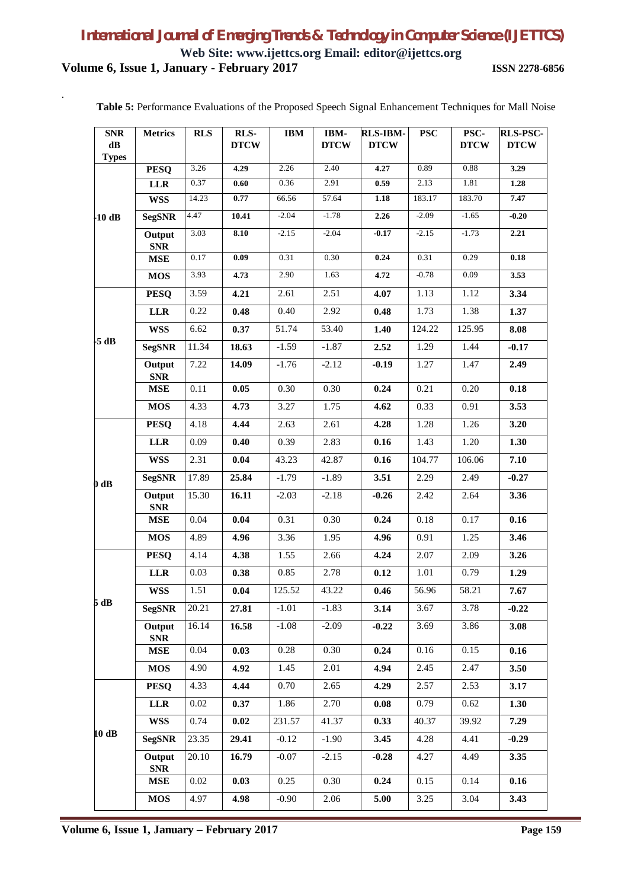**Table 5:** Performance Evaluations of the Proposed Speech Signal Enhancement Techniques for Mall Noise

| SNR dB Types | Metrics | RLS | RLS-DTCW | IBM | IBM-DTCW | RLS-IBM-DTCW | PSC | PSC-DTCW | RLS-PSC-DTCW |
|---|---|---|---|---|---|---|---|---|---|
| -10 dB | **PESQ** | 3.26 | **4.29** | 2.26 | 2.40 | **4.27** | 0.89 | 0.88 | **3.29** |
| | **LLR** | 0.37 | **0.60** | 0.36 | 2.91 | **0.59** | 2.13 | 1.81 | **1.28** |
| | **WSS** | 14.23 | **0.77** | 66.56 | 57.64 | **1.18** | 183.17 | 183.70 | **7.47** |
| | **SegSNR** | 4.47 | **10.41** | -2.04 | -1.78 | **2.26** | -2.09 | -1.65 | **-0.20** |
| | **Output SNR** | 3.03 | **8.10** | -2.15 | -2.04 | **-0.17** | -2.15 | -1.73 | **2.21** |
| | **MSE** | 0.17 | **0.09** | 0.31 | 0.30 | **0.24** | 0.31 | 0.29 | **0.18** |
| | **MOS** | 3.93 | **4.73** | 2.90 | 1.63 | **4.72** | -0.78 | 0.09 | **3.53** |
| -5 dB | **PESQ** | 3.59 | **4.21** | 2.61 | 2.51 | **4.07** | 1.13 | 1.12 | **3.34** |
| | **LLR** | 0.22 | **0.48** | 0.40 | 2.92 | **0.48** | 1.73 | 1.38 | **1.37** |
| | **WSS** | 6.62 | **0.37** | 51.74 | 53.40 | **1.40** | 124.22 | 125.95 | **8.08** |
| | **SegSNR** | 11.34 | **18.63** | -1.59 | -1.87 | **2.52** | 1.29 | 1.44 | **-0.17** |
| | **Output SNR** | 7.22 | **14.09** | -1.76 | -2.12 | **-0.19** | 1.27 | 1.47 | **2.49** |
| | **MSE** | 0.11 | **0.05** | 0.30 | 0.30 | **0.24** | 0.21 | 0.20 | **0.18** |
| | **MOS** | 4.33 | **4.73** | 3.27 | 1.75 | **4.62** | 0.33 | 0.91 | **3.53** |
| 0 dB | **PESQ** | 4.18 | **4.44** | 2.63 | 2.61 | **4.28** | 1.28 | 1.26 | **3.20** |
| | **LLR** | 0.09 | **0.40** | 0.39 | 2.83 | **0.16** | 1.43 | 1.20 | **1.30** |
| | **WSS** | 2.31 | **0.04** | 43.23 | 42.87 | **0.16** | 104.77 | 106.06 | **7.10** |
| | **SegSNR** | 17.89 | **25.84** | -1.79 | -1.89 | **3.51** | 2.29 | 2.49 | **-0.27** |
| | **Output SNR** | 15.30 | **16.11** | -2.03 | -2.18 | **-0.26** | 2.42 | 2.64 | **3.36** |
| | **MSE** | 0.04 | **0.04** | 0.31 | 0.30 | **0.24** | 0.18 | 0.17 | **0.16** |
| | **MOS** | 4.89 | **4.96** | 3.36 | 1.95 | **4.96** | 0.91 | 1.25 | **3.46** |
| 5 dB | **PESQ** | 4.14 | **4.38** | 1.55 | 2.66 | **4.24** | 2.07 | 2.09 | **3.26** |
| | **LLR** | 0.03 | **0.38** | 0.85 | 2.78 | **0.12** | 1.01 | 0.79 | **1.29** |
| | **WSS** | 1.51 | **0.04** | 125.52 | 43.22 | **0.46** | 56.96 | 58.21 | **7.67** |
| | **SegSNR** | 20.21 | **27.81** | -1.01 | -1.83 | **3.14** | 3.67 | 3.78 | **-0.22** |
| | **Output SNR** | 16.14 | **16.58** | -1.08 | -2.09 | **-0.22** | 3.69 | 3.86 | **3.08** |
| | **MSE** | 0.04 | **0.03** | 0.28 | 0.30 | **0.24** | 0.16 | 0.15 | **0.16** |
| | **MOS** | 4.90 | **4.92** | 1.45 | 2.01 | **4.94** | 2.45 | 2.47 | **3.50** |
| 10 dB | **PESQ** | 4.33 | **4.44** | 0.70 | 2.65 | **4.29** | 2.57 | 2.53 | **3.17** |
| | **LLR** | 0.02 | **0.37** | 1.86 | 2.70 | **0.08** | 0.79 | 0.62 | **1.30** |
| | **WSS** | 0.74 | **0.02** | 231.57 | 41.37 | **0.33** | 40.37 | 39.92 | **7.29** |
| | **SegSNR** | 23.35 | **29.41** | -0.12 | -1.90 | **3.45** | 4.28 | 4.41 | **-0.29** |
| | **Output SNR** | 20.10 | **16.79** | -0.07 | -2.15 | **-0.28** | 4.27 | 4.49 | **3.35** |
| | **MSE** | 0.02 | **0.03** | 0.25 | 0.30 | **0.24** | 0.15 | 0.14 | **0.16** |
| | **MOS** | 4.97 | **4.98** | -0.90 | 2.06 | **5.00** | 3.25 | 3.04 | **3.43** |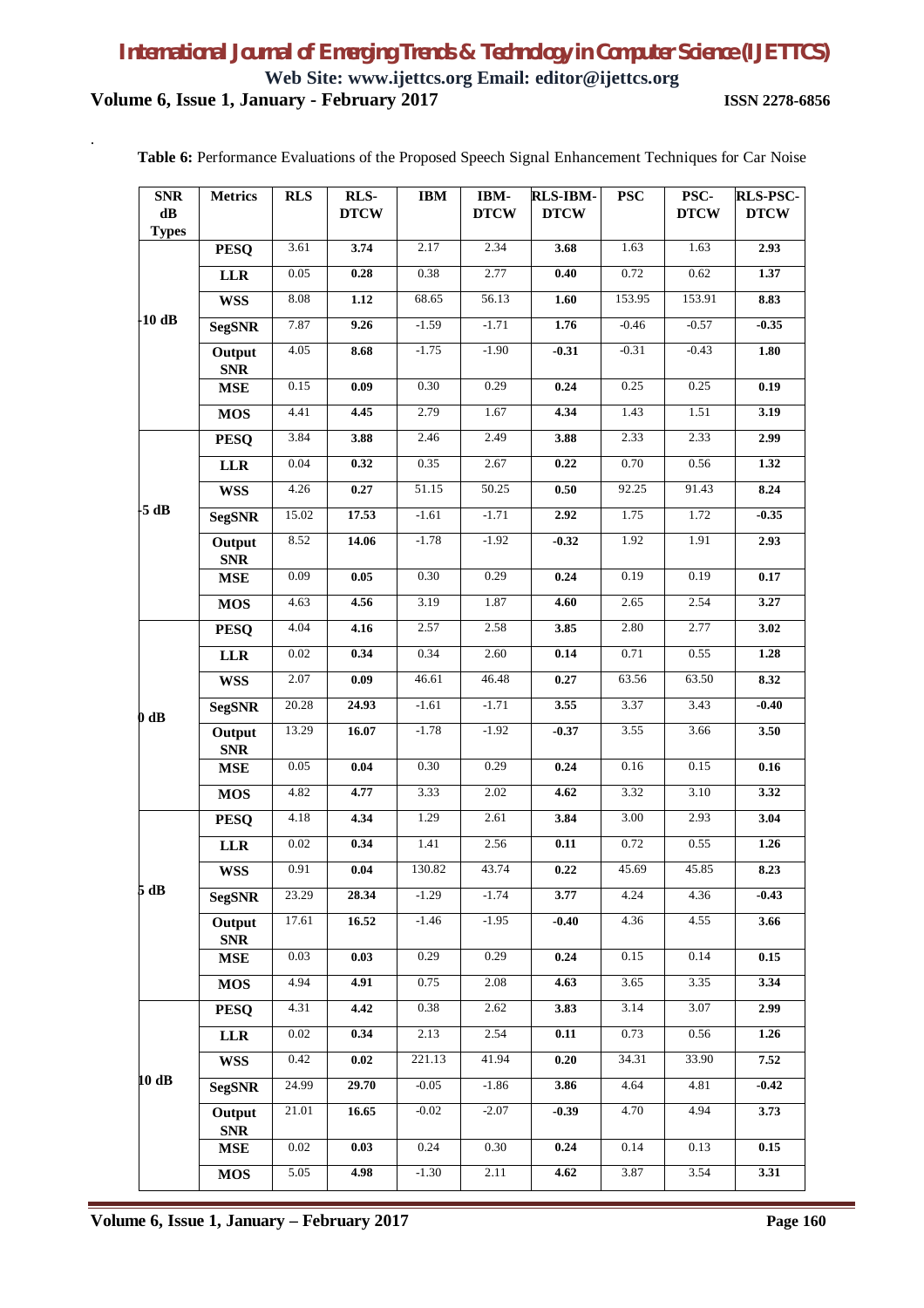**Table 6:** Performance Evaluations of the Proposed Speech Signal Enhancement Techniques for Car Noise

| SNR dB Types | Metrics | RLS | RLS-DTCW | IBM | IBM-DTCW | RLS-IBM-DTCW | PSC | PSC-DTCW | RLS-PSC-DTCW |
|---|---|---|---|---|---|---|---|---|---|
| -10 dB | **PESQ** | 3.61 | **3.74** | 2.17 | 2.34 | **3.68** | 1.63 | 1.63 | **2.93** |
| | **LLR** | 0.05 | **0.28** | 0.38 | 2.77 | **0.40** | 0.72 | 0.62 | **1.37** |
| | **WSS** | 8.08 | **1.12** | 68.65 | 56.13 | **1.60** | 153.95 | 153.91 | **8.83** |
| | **SegSNR** | 7.87 | **9.26** | -1.59 | -1.71 | **1.76** | -0.46 | -0.57 | **-0.35** |
| | **Output SNR** | 4.05 | **8.68** | -1.75 | -1.90 | **-0.31** | -0.31 | -0.43 | **1.80** |
| | **MSE** | 0.15 | **0.09** | 0.30 | 0.29 | **0.24** | 0.25 | 0.25 | **0.19** |
| | **MOS** | 4.41 | **4.45** | 2.79 | 1.67 | **4.34** | 1.43 | 1.51 | **3.19** |
| -5 dB | **PESQ** | 3.84 | **3.88** | 2.46 | 2.49 | **3.88** | 2.33 | 2.33 | **2.99** |
| | **LLR** | 0.04 | **0.32** | 0.35 | 2.67 | **0.22** | 0.70 | 0.56 | **1.32** |
| | **WSS** | 4.26 | **0.27** | 51.15 | 50.25 | **0.50** | 92.25 | 91.43 | **8.24** |
| | **SegSNR** | 15.02 | **17.53** | -1.61 | -1.71 | **2.92** | 1.75 | 1.72 | **-0.35** |
| | **Output SNR** | 8.52 | **14.06** | -1.78 | -1.92 | **-0.32** | 1.92 | 1.91 | **2.93** |
| | **MSE** | 0.09 | **0.05** | 0.30 | 0.29 | **0.24** | 0.19 | 0.19 | **0.17** |
| | **MOS** | 4.63 | **4.56** | 3.19 | 1.87 | **4.60** | 2.65 | 2.54 | **3.27** |
| 0 dB | **PESQ** | 4.04 | **4.16** | 2.57 | 2.58 | **3.85** | 2.80 | 2.77 | **3.02** |
| | **LLR** | 0.02 | **0.34** | 0.34 | 2.60 | **0.14** | 0.71 | 0.55 | **1.28** |
| | **WSS** | 2.07 | **0.09** | 46.61 | 46.48 | **0.27** | 63.56 | 63.50 | **8.32** |
| | **SegSNR** | 20.28 | **24.93** | -1.61 | -1.71 | **3.55** | 3.37 | 3.43 | **-0.40** |
| | **Output SNR** | 13.29 | **16.07** | -1.78 | -1.92 | **-0.37** | 3.55 | 3.66 | **3.50** |
| | **MSE** | 0.05 | **0.04** | 0.30 | 0.29 | **0.24** | 0.16 | 0.15 | **0.16** |
| | **MOS** | 4.82 | **4.77** | 3.33 | 2.02 | **4.62** | 3.32 | 3.10 | **3.32** |
| 5 dB | **PESQ** | 4.18 | **4.34** | 1.29 | 2.61 | **3.84** | 3.00 | 2.93 | **3.04** |
| | **LLR** | 0.02 | **0.34** | 1.41 | 2.56 | **0.11** | 0.72 | 0.55 | **1.26** |
| | **WSS** | 0.91 | **0.04** | 130.82 | 43.74 | **0.22** | 45.69 | 45.85 | **8.23** |
| | **SegSNR** | 23.29 | **28.34** | -1.29 | -1.74 | **3.77** | 4.24 | 4.36 | **-0.43** |
| | **Output SNR** | 17.61 | **16.52** | -1.46 | -1.95 | **-0.40** | 4.36 | 4.55 | **3.66** |
| | **MSE** | 0.03 | **0.03** | 0.29 | 0.29 | **0.24** | 0.15 | 0.14 | **0.15** |
| | **MOS** | 4.94 | **4.91** | 0.75 | 2.08 | **4.63** | 3.65 | 3.35 | **3.34** |
| 10 dB | **PESQ** | 4.31 | **4.42** | 0.38 | 2.62 | **3.83** | 3.14 | 3.07 | **2.99** |
| | **LLR** | 0.02 | **0.34** | 2.13 | 2.54 | **0.11** | 0.73 | 0.56 | **1.26** |
| | **WSS** | 0.42 | **0.02** | 221.13 | 41.94 | **0.20** | 34.31 | 33.90 | **7.52** |
| | **SegSNR** | 24.99 | **29.70** | -0.05 | -1.86 | **3.86** | 4.64 | 4.81 | **-0.42** |
| | **Output SNR** | 21.01 | **16.65** | -0.02 | -2.07 | **-0.39** | 4.70 | 4.94 | **3.73** |
| | **MSE** | 0.02 | **0.03** | 0.24 | 0.30 | **0.24** | 0.14 | 0.13 | **0.15** |
| | **MOS** | 5.05 | **4.98** | -1.30 | 2.11 | **4.62** | 3.87 | 3.54 | **3.31** |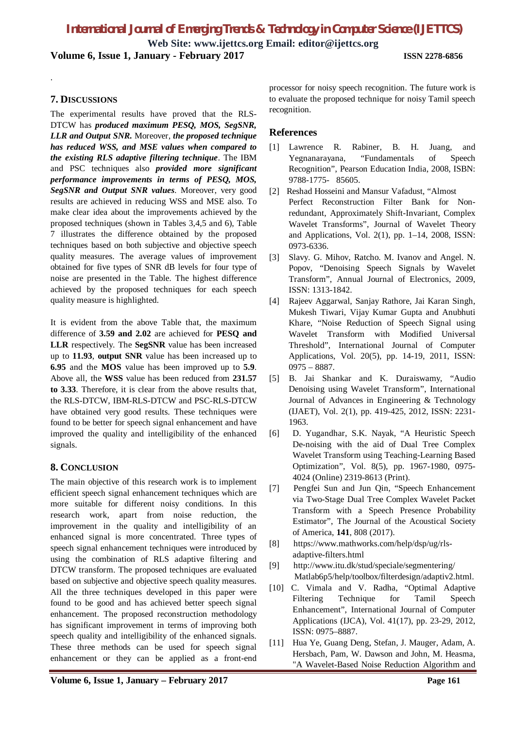## 7. DISCUSSIONS

The experimental results have proved that the RLS-DTCW has ***produced maximum PESQ, MOS, SegSNR, LLR and Output SNR.*** Moreover, ***the proposed technique has reduced WSS, and MSE values when compared to the existing RLS adaptive filtering technique***. The IBM and PSC techniques also ***provided more significant performance improvements in terms of PESQ, MOS, SegSNR and Output SNR values***. Moreover, very good results are achieved in reducing WSS and MSE also. To make clear idea about the improvements achieved by the proposed techniques (shown in Tables 3,4,5 and 6), Table 7 illustrates the difference obtained by the proposed techniques based on both subjective and objective speech quality measures. The average values of improvement obtained for five types of SNR dB levels for four type of noise are presented in the Table. The highest difference achieved by the proposed techniques for each speech quality measure is highlighted.

It is evident from the above Table that, the maximum difference of **3.59 and 2.02** are achieved for **PESQ and LLR** respectively. The **SegSNR** value has been increased up to **11.93**, **output SNR** value has been increased up to **6.95** and the **MOS** value has been improved up to **5.9**. Above all, the **WSS** value has been reduced from **231.57 to 3.33**. Therefore, it is clear from the above results that, the RLS-DTCW, IBM-RLS-DTCW and PSC-RLS-DTCW have obtained very good results. These techniques were found to be better for speech signal enhancement and have improved the quality and intelligibility of the enhanced signals.

## 8. CONCLUSION

The main objective of this research work is to implement efficient speech signal enhancement techniques which are more suitable for different noisy conditions. In this research work, apart from noise reduction, the improvement in the quality and intelligibility of an enhanced signal is more concentrated. Three types of speech signal enhancement techniques were introduced by using the combination of RLS adaptive filtering and DTCW transform. The proposed techniques are evaluated based on subjective and objective speech quality measures. All the three techniques developed in this paper were found to be good and has achieved better speech signal enhancement. The proposed reconstruction methodology has significant improvement in terms of improving both speech quality and intelligibility of the enhanced signals. These three methods can be used for speech signal enhancement or they can be applied as a front-end processor for noisy speech recognition. The future work is to evaluate the proposed technique for noisy Tamil speech recognition.

## References

[1] Lawrence R. Rabiner, B. H. Juang, and Yegnanarayana, "Fundamentals of Speech Recognition", Pearson Education India, 2008, ISBN: 9788-1775- 85605.

[2] Reshad Hosseini and Mansur Vafadust, "Almost Perfect Reconstruction Filter Bank for Non-redundant, Approximately Shift-Invariant, Complex Wavelet Transforms", Journal of Wavelet Theory and Applications, Vol. 2(1), pp. 1–14, 2008, ISSN: 0973-6336.

[3] Slavy. G. Mihov, Ratcho. M. Ivanov and Angel. N. Popov, "Denoising Speech Signals by Wavelet Transform", Annual Journal of Electronics, 2009, ISSN: 1313-1842.

[4] Rajeev Aggarwal, Sanjay Rathore, Jai Karan Singh, Mukesh Tiwari, Vijay Kumar Gupta and Anubhuti Khare, "Noise Reduction of Speech Signal using Wavelet Transform with Modified Universal Threshold", International Journal of Computer Applications, Vol. 20(5), pp. 14-19, 2011, ISSN: 0975 – 8887.

[5] B. Jai Shankar and K. Duraiswamy, "Audio Denoising using Wavelet Transform", International Journal of Advances in Engineering & Technology (IJAET), Vol. 2(1), pp. 419-425, 2012, ISSN: 2231-1963.

[6] D. Yugandhar, S.K. Nayak, "A Heuristic Speech De-noising with the aid of Dual Tree Complex Wavelet Transform using Teaching-Learning Based Optimization", Vol. 8(5), pp. 1967-1980, 0975-4024 (Online) 2319-8613 (Print).

[7] Pengfei Sun and Jun Qin, "Speech Enhancement via Two-Stage Dual Tree Complex Wavelet Packet Transform with a Speech Presence Probability Estimator", The Journal of the Acoustical Society of America, **141**, 808 (2017).

[8] https://www.mathworks.com/help/dsp/ug/rls-adaptive-filters.html

[9] http://www.itu.dk/stud/speciale/segmentering/Matlab6p5/help/toolbox/filterdesign/adaptiv2.html.

[10] C. Vimala and V. Radha, "Optimal Adaptive Filtering Technique for Tamil Speech Enhancement", International Journal of Computer Applications (IJCA), Vol. 41(17), pp. 23-29, 2012, ISSN: 0975–8887.

[11] Hua Ye, Guang Deng, Stefan, J. Mauger, Adam, A. Hersbach, Pam, W. Dawson and John, M. Heasma, "A Wavelet-Based Noise Reduction Algorithm and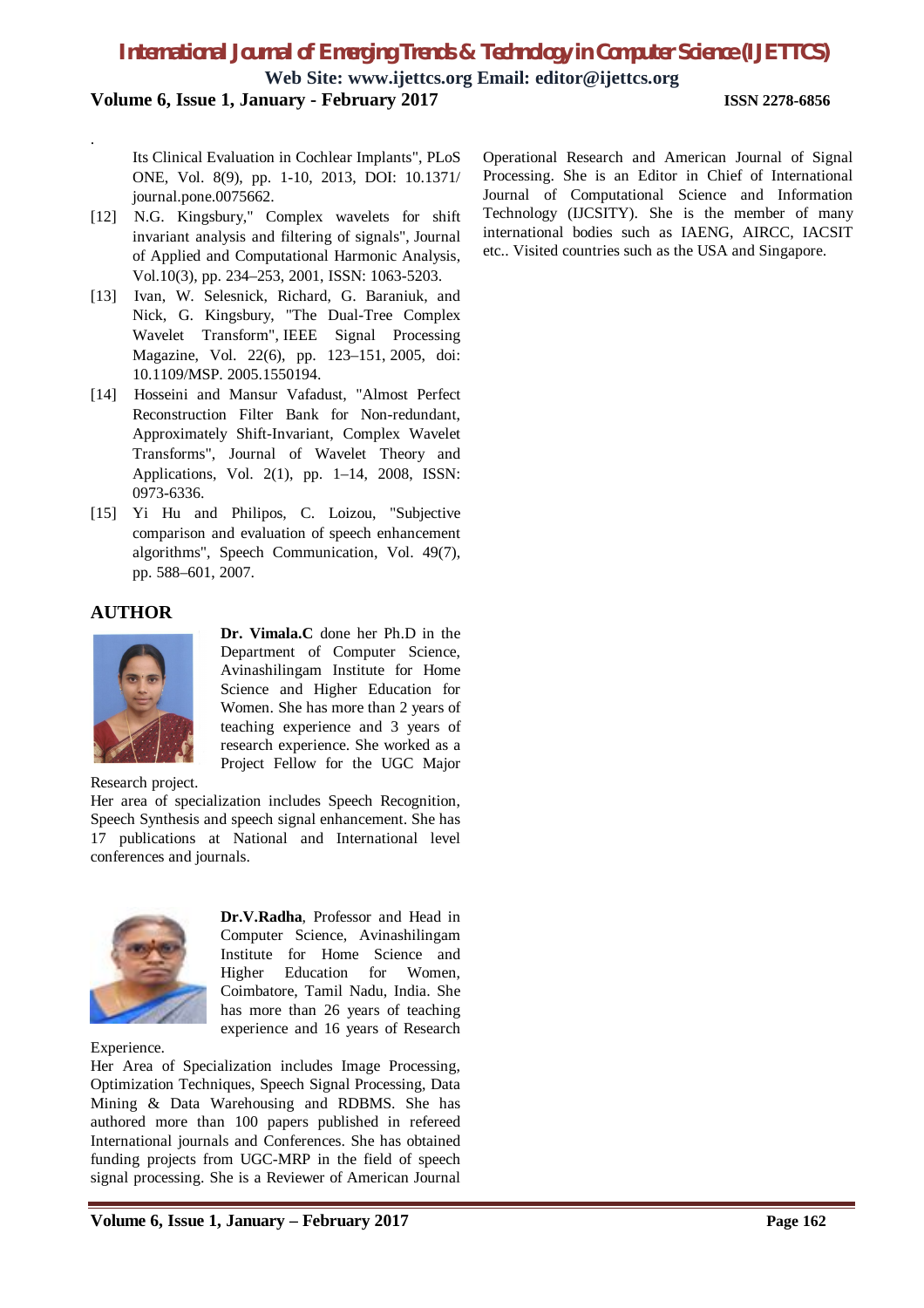Its Clinical Evaluation in Cochlear Implants", PLoS ONE, Vol. 8(9), pp. 1-10, 2013, DOI: 10.1371/ journal.pone.0075662.

[12] N.G. Kingsbury," Complex wavelets for shift invariant analysis and filtering of signals", Journal of Applied and Computational Harmonic Analysis, Vol.10(3), pp. 234–253, 2001, ISSN: 1063-5203.

[13] Ivan, W. Selesnick, Richard, G. Baraniuk, and Nick, G. Kingsbury, "The Dual-Tree Complex Wavelet Transform", IEEE Signal Processing Magazine, Vol. 22(6), pp. 123–151, 2005, doi: 10.1109/MSP. 2005.1550194.

[14] Hosseini and Mansur Vafadust, "Almost Perfect Reconstruction Filter Bank for Non-redundant, Approximately Shift-Invariant, Complex Wavelet Transforms", Journal of Wavelet Theory and Applications, Vol. 2(1), pp. 1–14, 2008, ISSN: 0973-6336.

[15] Yi Hu and Philipos, C. Loizou, "Subjective comparison and evaluation of speech enhancement algorithms", Speech Communication, Vol. 49(7), pp. 588–601, 2007.

## AUTHOR

**Dr. Vimala.C** done her Ph.D in the Department of Computer Science, Avinashilingam Institute for Home Science and Higher Education for Women. She has more than 2 years of teaching experience and 3 years of research experience. She worked as a Project Fellow for the UGC Major Research project.

Her area of specialization includes Speech Recognition, Speech Synthesis and speech signal enhancement. She has 17 publications at National and International level conferences and journals.

**Dr.V.Radha**, Professor and Head in Computer Science, Avinashilingam Institute for Home Science and Higher Education for Women, Coimbatore, Tamil Nadu, India. She has more than 26 years of teaching experience and 16 years of Research Experience.

Her Area of Specialization includes Image Processing, Optimization Techniques, Speech Signal Processing, Data Mining & Data Warehousing and RDBMS. She has authored more than 100 papers published in refereed International journals and Conferences. She has obtained funding projects from UGC-MRP in the field of speech signal processing. She is a Reviewer of American Journal Operational Research and American Journal of Signal Processing. She is an Editor in Chief of International Journal of Computational Science and Information Technology (IJCSITY). She is the member of many international bodies such as IAENG, AIRCC, IACSIT etc.. Visited countries such as the USA and Singapore.